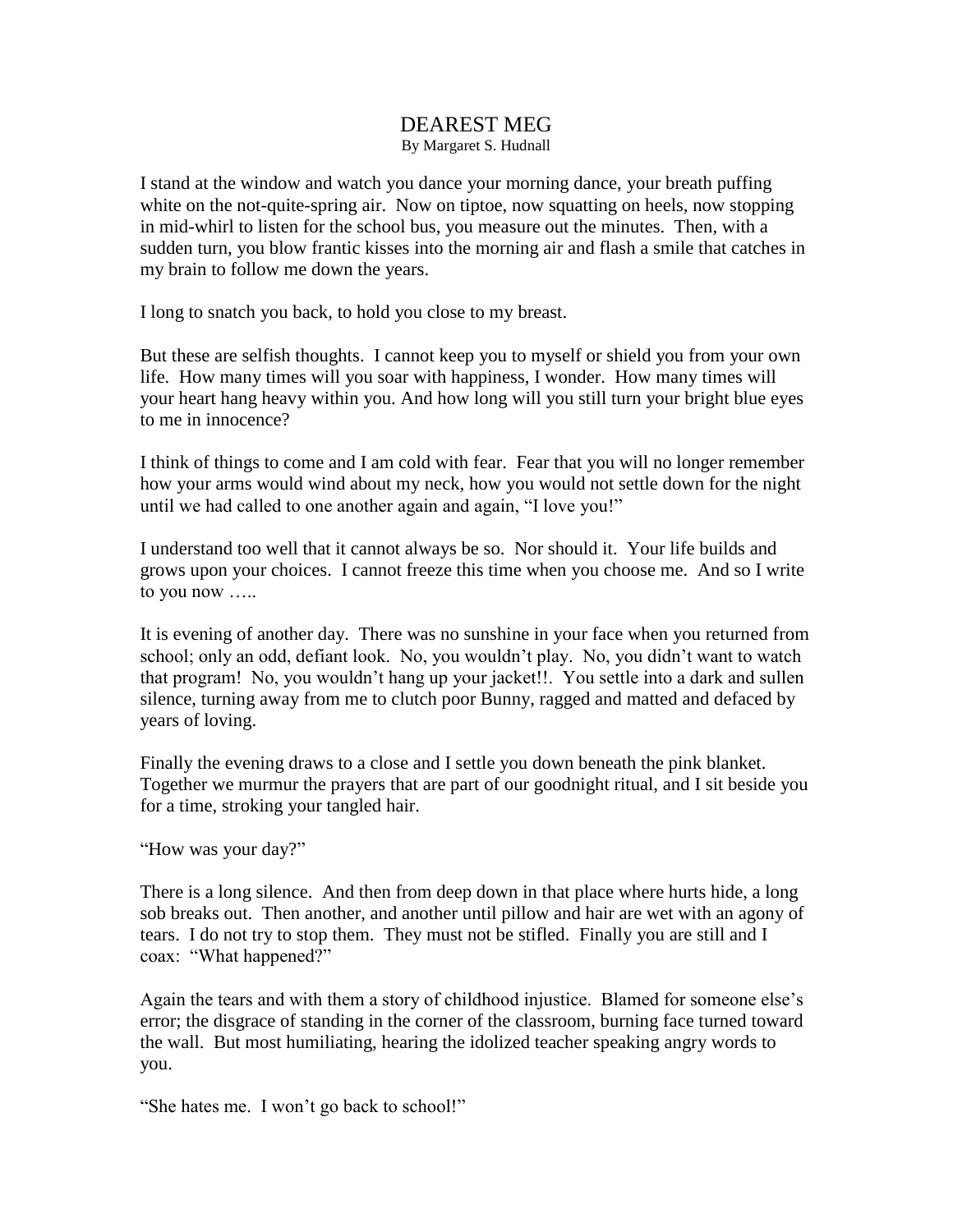# DEAREST MEG

By Margaret S. Hudnall

I stand at the window and watch you dance your morning dance, your breath puffing white on the not-quite-spring air. Now on tiptoe, now squatting on heels, now stopping in mid-whirl to listen for the school bus, you measure out the minutes. Then, with a sudden turn, you blow frantic kisses into the morning air and flash a smile that catches in my brain to follow me down the years.

I long to snatch you back, to hold you close to my breast.

But these are selfish thoughts. I cannot keep you to myself or shield you from your own life. How many times will you soar with happiness, I wonder. How many times will your heart hang heavy within you. And how long will you still turn your bright blue eyes to me in innocence?

I think of things to come and I am cold with fear. Fear that you will no longer remember how your arms would wind about my neck, how you would not settle down for the night until we had called to one another again and again, "I love you!"

I understand too well that it cannot always be so. Nor should it. Your life builds and grows upon your choices. I cannot freeze this time when you choose me. And so I write to you now …..

It is evening of another day. There was no sunshine in your face when you returned from school; only an odd, defiant look. No, you wouldn't play. No, you didn't want to watch that program! No, you wouldn't hang up your jacket!!. You settle into a dark and sullen silence, turning away from me to clutch poor Bunny, ragged and matted and defaced by years of loving.

Finally the evening draws to a close and I settle you down beneath the pink blanket. Together we murmur the prayers that are part of our goodnight ritual, and I sit beside you for a time, stroking your tangled hair.

"How was your day?"

There is a long silence. And then from deep down in that place where hurts hide, a long sob breaks out. Then another, and another until pillow and hair are wet with an agony of tears. I do not try to stop them. They must not be stifled. Finally you are still and I coax: "What happened?"

Again the tears and with them a story of childhood injustice. Blamed for someone else's error; the disgrace of standing in the corner of the classroom, burning face turned toward the wall. But most humiliating, hearing the idolized teacher speaking angry words to you.

"She hates me. I won't go back to school!"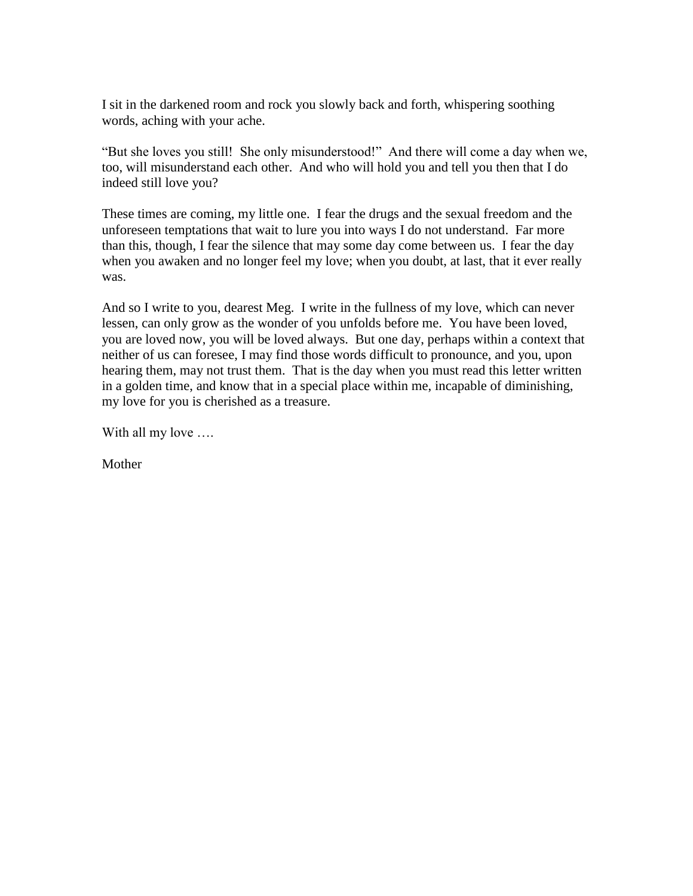I sit in the darkened room and rock you slowly back and forth, whispering soothing words, aching with your ache.

"But she loves you still!  She only misunderstood!"  And there will come a day when we, too, will misunderstand each other.  And who will hold you and tell you then that I do indeed still love you?

These times are coming, my little one.  I fear the drugs and the sexual freedom and the unforeseen temptations that wait to lure you into ways I do not understand.  Far more than this, though, I fear the silence that may some day come between us.  I fear the day when you awaken and no longer feel my love; when you doubt, at last, that it ever really was.

And so I write to you, dearest Meg.  I write in the fullness of my love, which can never lessen, can only grow as the wonder of you unfolds before me.  You have been loved, you are loved now, you will be loved always.  But one day, perhaps within a context that neither of us can foresee, I may find those words difficult to pronounce, and you, upon hearing them, may not trust them.  That is the day when you must read this letter written in a golden time, and know that in a special place within me, incapable of diminishing, my love for you is cherished as a treasure.

With all my love ….

Mother